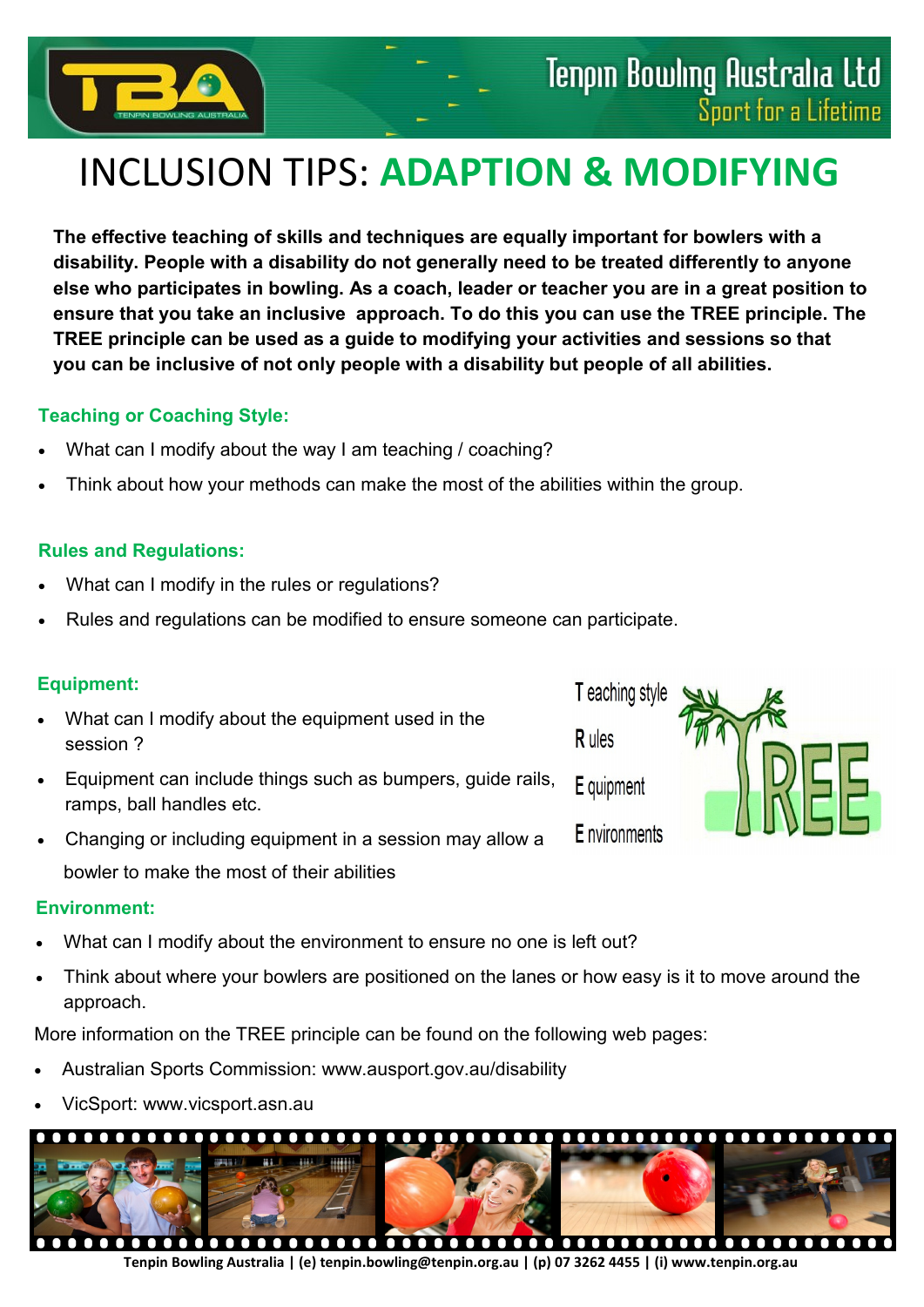Tenpin Bowling Australia Ltd
Sport for a Lifetime

# INCLUSION TIPS: ADAPTION & MODIFYING

**The effective teaching of skills and techniques are equally important for bowlers with a disability. People with a disability do not generally need to be treated differently to anyone else who participates in bowling. As a coach, leader or teacher you are in a great position to ensure that you take an inclusive approach. To do this you can use the TREE principle. The TREE principle can be used as a guide to modifying your activities and sessions so that you can be inclusive of not only people with a disability but people of all abilities.**

### Teaching or Coaching Style:

- What can I modify about the way I am teaching / coaching?
- Think about how your methods can make the most of the abilities within the group.

### Rules and Regulations:

- What can I modify in the rules or regulations?
- Rules and regulations can be modified to ensure someone can participate.

### Equipment:

- What can I modify about the equipment used in the session ?
- Equipment can include things such as bumpers, guide rails, ramps, ball handles etc.
- Changing or including equipment in a session may allow a bowler to make the most of their abilities

Teaching style
Rules
Equipment
Environments

### Environment:

- What can I modify about the environment to ensure no one is left out?
- Think about where your bowlers are positioned on the lanes or how easy is it to move around the approach.

More information on the TREE principle can be found on the following web pages:

- Australian Sports Commission: www.ausport.gov.au/disability
- VicSport: www.vicsport.asn.au

Tenpin Bowling Australia | (e) tenpin.bowling@tenpin.org.au | (p) 07 3262 4455 | (i) www.tenpin.org.au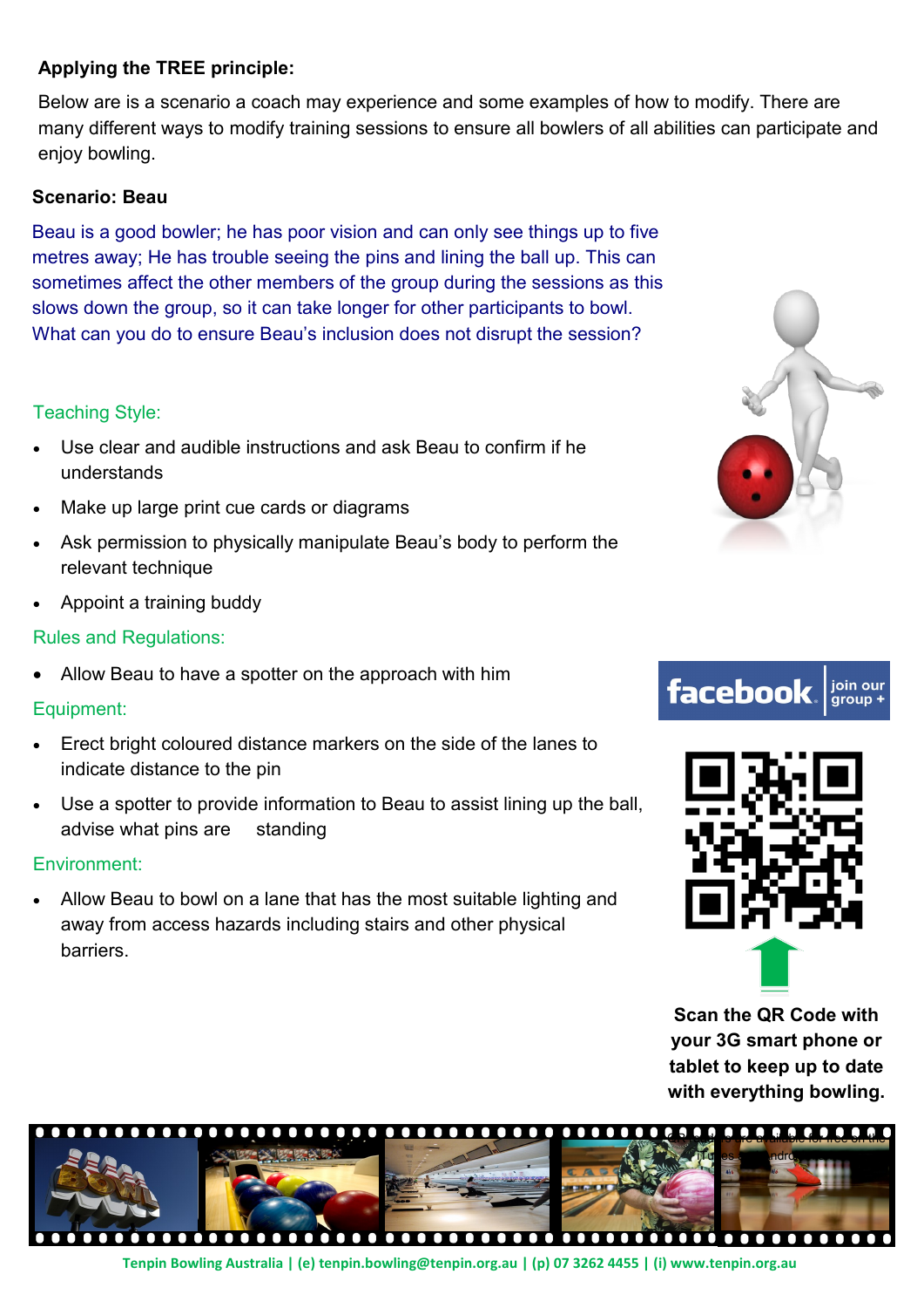**Applying the TREE principle:**

Below are is a scenario a coach may experience and some examples of how to modify. There are many different ways to modify training sessions to ensure all bowlers of all abilities can participate and enjoy bowling.

**Scenario: Beau**

Beau is a good bowler; he has poor vision and can only see things up to five metres away; He has trouble seeing the pins and lining the ball up. This can sometimes affect the other members of the group during the sessions as this slows down the group, so it can take longer for other participants to bowl. What can you do to ensure Beau's inclusion does not disrupt the session?

Teaching Style:

- Use clear and audible instructions and ask Beau to confirm if he understands
- Make up large print cue cards or diagrams
- Ask permission to physically manipulate Beau's body to perform the relevant technique
- Appoint a training buddy

Rules and Regulations:

- Allow Beau to have a spotter on the approach with him

Equipment:

- Erect bright coloured distance markers on the side of the lanes to indicate distance to the pin
- Use a spotter to provide information to Beau to assist lining up the ball, advise what pins are standing

Environment:

- Allow Beau to bowl on a lane that has the most suitable lighting and away from access hazards including stairs and other physical barriers.

facebook join our group +

Scan the QR Code with your 3G smart phone or tablet to keep up to date with everything bowling.

Tenpin Bowling Australia | (e) tenpin.bowling@tenpin.org.au | (p) 07 3262 4455 | (i) www.tenpin.org.au